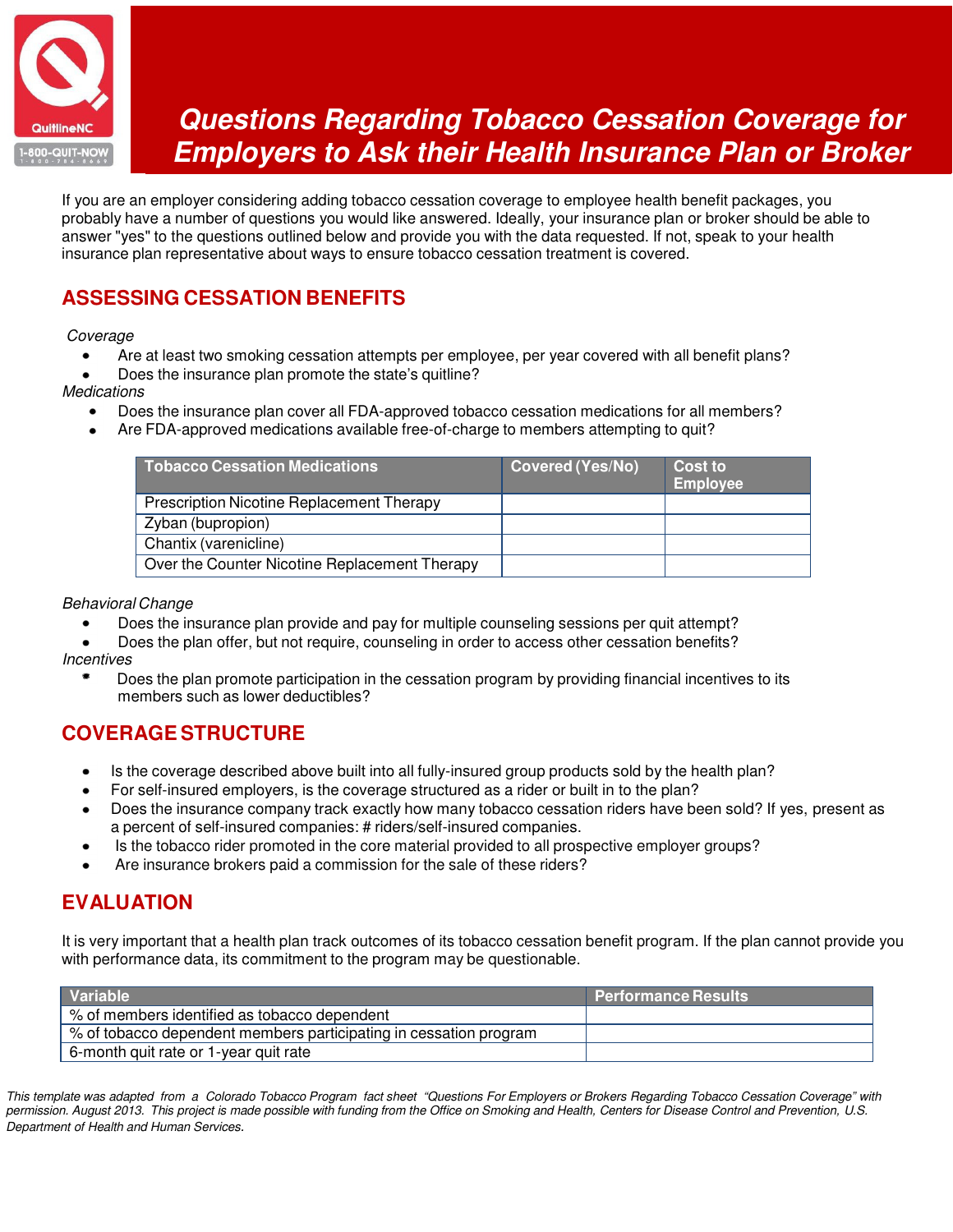# Questions Regarding Tobacco Cessation Coverage for Employers to Ask their Health Insurance Plan or Broker

If you are an employer considering adding tobacco cessation coverage to employee health benefit packages, you probably have a number of questions you would like answered. Ideally, your insurance plan or broker should be able to answer "yes" to the questions outlined below and provide you with the data requested. If not, speak to your health insurance plan representative about ways to ensure tobacco cessation treatment is covered.

## ASSESSING CESSATION BENEFITS

*Coverage*

- Are at least two smoking cessation attempts per employee, per year covered with all benefit plans?
- Does the insurance plan promote the state's quitline?

*Medications*

- Does the insurance plan cover all FDA-approved tobacco cessation medications for all members?
- Are FDA-approved medications available free-of-charge to members attempting to quit?

| Tobacco Cessation Medications | Covered (Yes/No) | Cost to Employee |
|---|---|---|
| Prescription Nicotine Replacement Therapy | | |
| Zyban (bupropion) | | |
| Chantix (varenicline) | | |
| Over the Counter Nicotine Replacement Therapy | | |

*Behavioral Change*

- Does the insurance plan provide and pay for multiple counseling sessions per quit attempt?
- Does the plan offer, but not require, counseling in order to access other cessation benefits?

*Incentives*

- Does the plan promote participation in the cessation program by providing financial incentives to its members such as lower deductibles?

## COVERAGE STRUCTURE

- Is the coverage described above built into all fully-insured group products sold by the health plan?
- For self-insured employers, is the coverage structured as a rider or built in to the plan?
- Does the insurance company track exactly how many tobacco cessation riders have been sold? If yes, present as a percent of self-insured companies: # riders/self-insured companies.
- Is the tobacco rider promoted in the core material provided to all prospective employer groups?
- Are insurance brokers paid a commission for the sale of these riders?

## EVALUATION

It is very important that a health plan track outcomes of its tobacco cessation benefit program. If the plan cannot provide you with performance data, its commitment to the program may be questionable.

| Variable | Performance Results |
|---|---|
| % of members identified as tobacco dependent | |
| % of tobacco dependent members participating in cessation program | |
| 6-month quit rate or 1-year quit rate | |

*This template was adapted from a Colorado Tobacco Program fact sheet "Questions For Employers or Brokers Regarding Tobacco Cessation Coverage" with permission. August 2013. This project is made possible with funding from the Office on Smoking and Health, Centers for Disease Control and Prevention, U.S. Department of Health and Human Services.*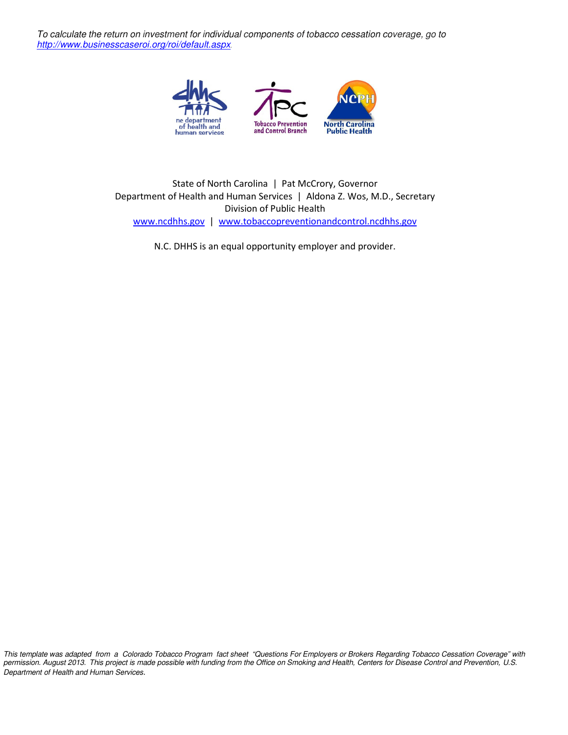*To calculate the return on investment for individual components of tobacco cessation coverage, go to [http://www.businesscaseroi.org/roi/default.aspx](http://www.businesscaseroi.org/roi/default.aspx).*

nc department of health and human services

Tobacco Prevention and Control Branch

North Carolina Public Health

State of North Carolina | Pat McCrory, Governor
Department of Health and Human Services | Aldona Z. Wos, M.D., Secretary
Division of Public Health
[www.ncdhhs.gov](http://www.ncdhhs.gov) | [www.tobaccopreventionandcontrol.ncdhhs.gov](http://www.tobaccopreventionandcontrol.ncdhhs.gov)

N.C. DHHS is an equal opportunity employer and provider.

*This template was adapted from a Colorado Tobacco Program fact sheet "Questions For Employers or Brokers Regarding Tobacco Cessation Coverage" with permission. August 2013. This project is made possible with funding from the Office on Smoking and Health, Centers for Disease Control and Prevention, U.S. Department of Health and Human Services.*